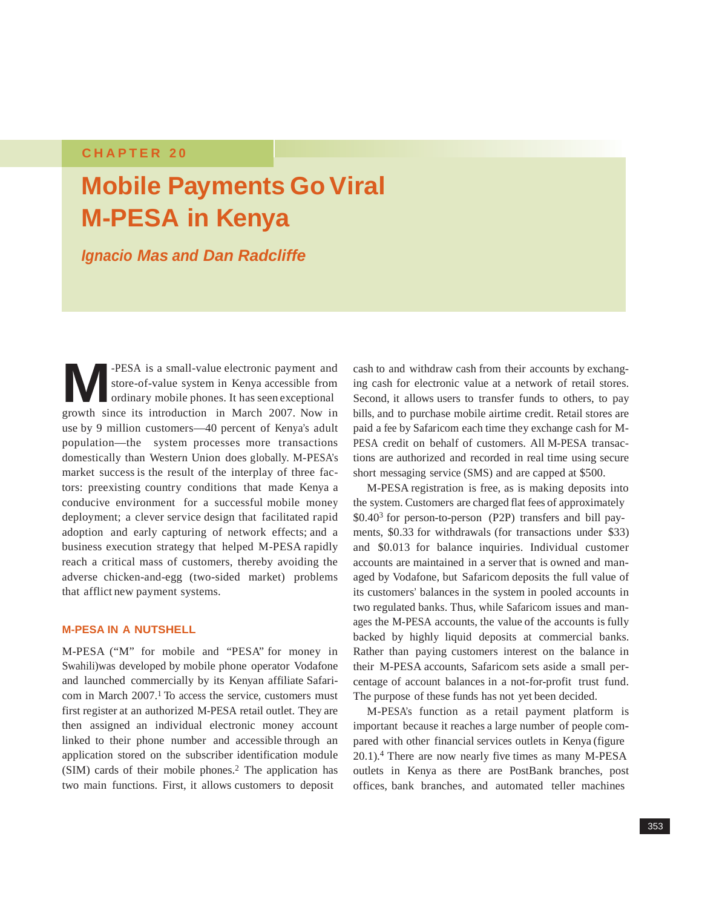CHAPTER 20

# Mobile Payments Go Viral M-PESA in Kenya

***Ignacio Mas and Dan Radcliffe***

M-PESA is a small-value electronic payment and store-of-value system in Kenya accessible from ordinary mobile phones. It has seen exceptional growth since its introduction in March 2007. Now in use by 9 million customers—40 percent of Kenya's adult population—the system processes more transactions domestically than Western Union does globally. M-PESA's market success is the result of the interplay of three factors: preexisting country conditions that made Kenya a conducive environment for a successful mobile money deployment; a clever service design that facilitated rapid adoption and early capturing of network effects; and a business execution strategy that helped M-PESA rapidly reach a critical mass of customers, thereby avoiding the adverse chicken-and-egg (two-sided market) problems that afflict new payment systems.

## M-PESA IN A NUTSHELL

M-PESA ("M" for mobile and "PESA" for money in Swahili)was developed by mobile phone operator Vodafone and launched commercially by its Kenyan affiliate Safaricom in March 2007.[1] To access the service, customers must first register at an authorized M-PESA retail outlet. They are then assigned an individual electronic money account linked to their phone number and accessible through an application stored on the subscriber identification module (SIM) cards of their mobile phones.[2] The application has two main functions. First, it allows customers to deposit cash to and withdraw cash from their accounts by exchanging cash for electronic value at a network of retail stores. Second, it allows users to transfer funds to others, to pay bills, and to purchase mobile airtime credit. Retail stores are paid a fee by Safaricom each time they exchange cash for M-PESA credit on behalf of customers. All M-PESA transactions are authorized and recorded in real time using secure short messaging service (SMS) and are capped at $500.

M-PESA registration is free, as is making deposits into the system. Customers are charged flat fees of approximately $0.40[3] for person-to-person (P2P) transfers and bill payments, $0.33 for withdrawals (for transactions under $33) and $0.013 for balance inquiries. Individual customer accounts are maintained in a server that is owned and managed by Vodafone, but Safaricom deposits the full value of its customers' balances in the system in pooled accounts in two regulated banks. Thus, while Safaricom issues and manages the M-PESA accounts, the value of the accounts is fully backed by highly liquid deposits at commercial banks. Rather than paying customers interest on the balance in their M-PESA accounts, Safaricom sets aside a small percentage of account balances in a not-for-profit trust fund. The purpose of these funds has not yet been decided.

M-PESA's function as a retail payment platform is important because it reaches a large number of people compared with other financial services outlets in Kenya (figure 20.1).[4] There are now nearly five times as many M-PESA outlets in Kenya as there are PostBank branches, post offices, bank branches, and automated teller machines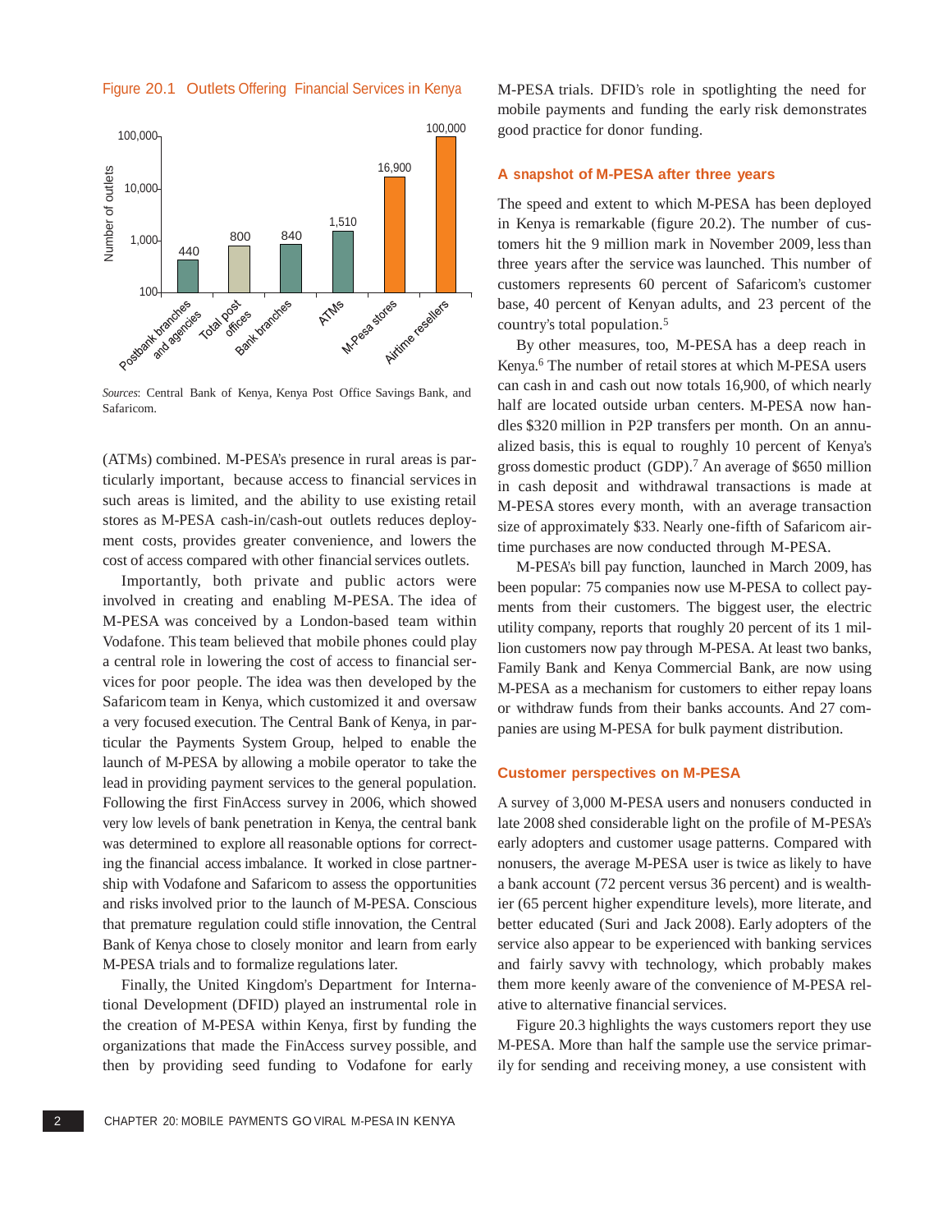Figure 20.1 Outlets Offering Financial Services in Kenya

Number of outlets

100,000
10,000
1,000
100

440
800
840
1,510
16,900
100,000

Postbank branches and agencies
Total post offices
Bank branches
ATMs
M-Pesa stores
Airtime resellers

*Sources*: Central Bank of Kenya, Kenya Post Office Savings Bank, and Safaricom.

(ATMs) combined. M-PESA's presence in rural areas is particularly important, because access to financial services in such areas is limited, and the ability to use existing retail stores as M-PESA cash-in/cash-out outlets reduces deployment costs, provides greater convenience, and lowers the cost of access compared with other financial services outlets.

Importantly, both private and public actors were involved in creating and enabling M-PESA. The idea of M-PESA was conceived by a London-based team within Vodafone. This team believed that mobile phones could play a central role in lowering the cost of access to financial services for poor people. The idea was then developed by the Safaricom team in Kenya, which customized it and oversaw a very focused execution. The Central Bank of Kenya, in particular the Payments System Group, helped to enable the launch of M-PESA by allowing a mobile operator to take the lead in providing payment services to the general population. Following the first FinAccess survey in 2006, which showed very low levels of bank penetration in Kenya, the central bank was determined to explore all reasonable options for correcting the financial access imbalance. It worked in close partnership with Vodafone and Safaricom to assess the opportunities and risks involved prior to the launch of M-PESA. Conscious that premature regulation could stifle innovation, the Central Bank of Kenya chose to closely monitor and learn from early M-PESA trials and to formalize regulations later.

Finally, the United Kingdom's Department for International Development (DFID) played an instrumental role in the creation of M-PESA within Kenya, first by funding the organizations that made the FinAccess survey possible, and then by providing seed funding to Vodafone for early M-PESA trials. DFID's role in spotlighting the need for mobile payments and funding the early risk demonstrates good practice for donor funding.

## A snapshot of M-PESA after three years

The speed and extent to which M-PESA has been deployed in Kenya is remarkable (figure 20.2). The number of customers hit the 9 million mark in November 2009, less than three years after the service was launched. This number of customers represents 60 percent of Safaricom's customer base, 40 percent of Kenyan adults, and 23 percent of the country's total population.[5]

By other measures, too, M-PESA has a deep reach in Kenya.[6] The number of retail stores at which M-PESA users can cash in and cash out now totals 16,900, of which nearly half are located outside urban centers. M-PESA now handles $320 million in P2P transfers per month. On an annualized basis, this is equal to roughly 10 percent of Kenya's gross domestic product (GDP).[7] An average of $650 million in cash deposit and withdrawal transactions is made at M-PESA stores every month, with an average transaction size of approximately $33. Nearly one-fifth of Safaricom airtime purchases are now conducted through M-PESA.

M-PESA's bill pay function, launched in March 2009, has been popular: 75 companies now use M-PESA to collect payments from their customers. The biggest user, the electric utility company, reports that roughly 20 percent of its 1 million customers now pay through M-PESA. At least two banks, Family Bank and Kenya Commercial Bank, are now using M-PESA as a mechanism for customers to either repay loans or withdraw funds from their banks accounts. And 27 companies are using M-PESA for bulk payment distribution.

## Customer perspectives on M-PESA

A survey of 3,000 M-PESA users and nonusers conducted in late 2008 shed considerable light on the profile of M-PESA's early adopters and customer usage patterns. Compared with nonusers, the average M-PESA user is twice as likely to have a bank account (72 percent versus 36 percent) and is wealthier (65 percent higher expenditure levels), more literate, and better educated (Suri and Jack 2008). Early adopters of the service also appear to be experienced with banking services and fairly savvy with technology, which probably makes them more keenly aware of the convenience of M-PESA relative to alternative financial services.

Figure 20.3 highlights the ways customers report they use M-PESA. More than half the sample use the service primarily for sending and receiving money, a use consistent with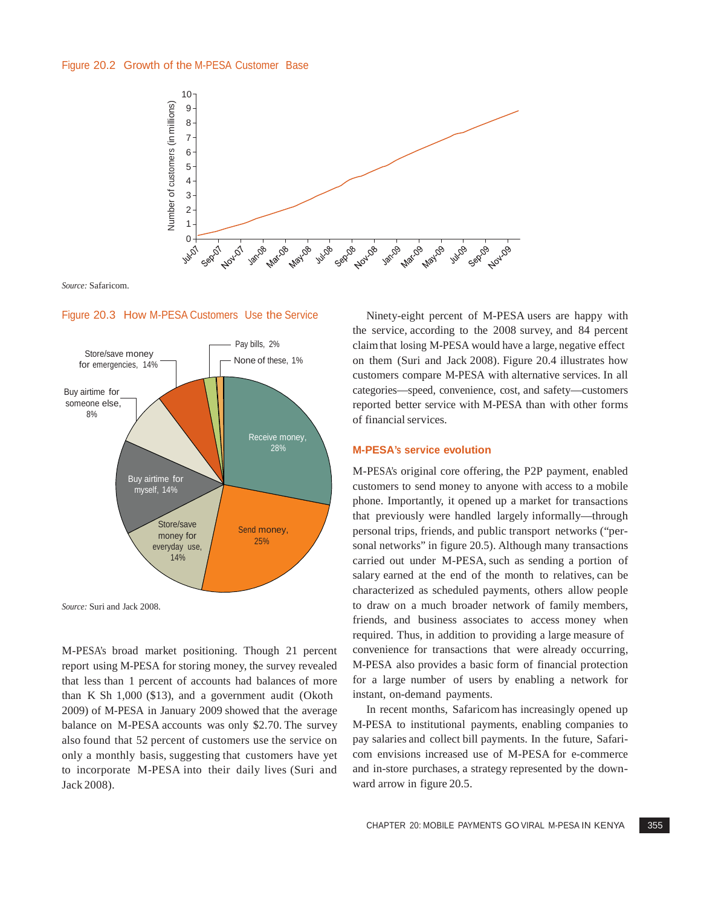Figure 20.2 Growth of the M-PESA Customer Base

Source: Safaricom.

Figure 20.3 How M-PESA Customers Use the Service

Source: Suri and Jack 2008.

M-PESA's broad market positioning. Though 21 percent report using M-PESA for storing money, the survey revealed that less than 1 percent of accounts had balances of more than K Sh 1,000 ($13), and a government audit (Okoth 2009) of M-PESA in January 2009 showed that the average balance on M-PESA accounts was only $2.70. The survey also found that 52 percent of customers use the service on only a monthly basis, suggesting that customers have yet to incorporate M-PESA into their daily lives (Suri and Jack 2008).

Ninety-eight percent of M-PESA users are happy with the service, according to the 2008 survey, and 84 percent claim that losing M-PESA would have a large, negative effect on them (Suri and Jack 2008). Figure 20.4 illustrates how customers compare M-PESA with alternative services. In all categories—speed, convenience, cost, and safety—customers reported better service with M-PESA than with other forms of financial services.

## M-PESA's service evolution

M-PESA's original core offering, the P2P payment, enabled customers to send money to anyone with access to a mobile phone. Importantly, it opened up a market for transactions that previously were handled largely informally—through personal trips, friends, and public transport networks ("personal networks" in figure 20.5). Although many transactions carried out under M-PESA, such as sending a portion of salary earned at the end of the month to relatives, can be characterized as scheduled payments, others allow people to draw on a much broader network of family members, friends, and business associates to access money when required. Thus, in addition to providing a large measure of convenience for transactions that were already occurring, M-PESA also provides a basic form of financial protection for a large number of users by enabling a network for instant, on-demand payments.

In recent months, Safaricom has increasingly opened up M-PESA to institutional payments, enabling companies to pay salaries and collect bill payments. In the future, Safaricom envisions increased use of M-PESA for e-commerce and in-store purchases, a strategy represented by the downward arrow in figure 20.5.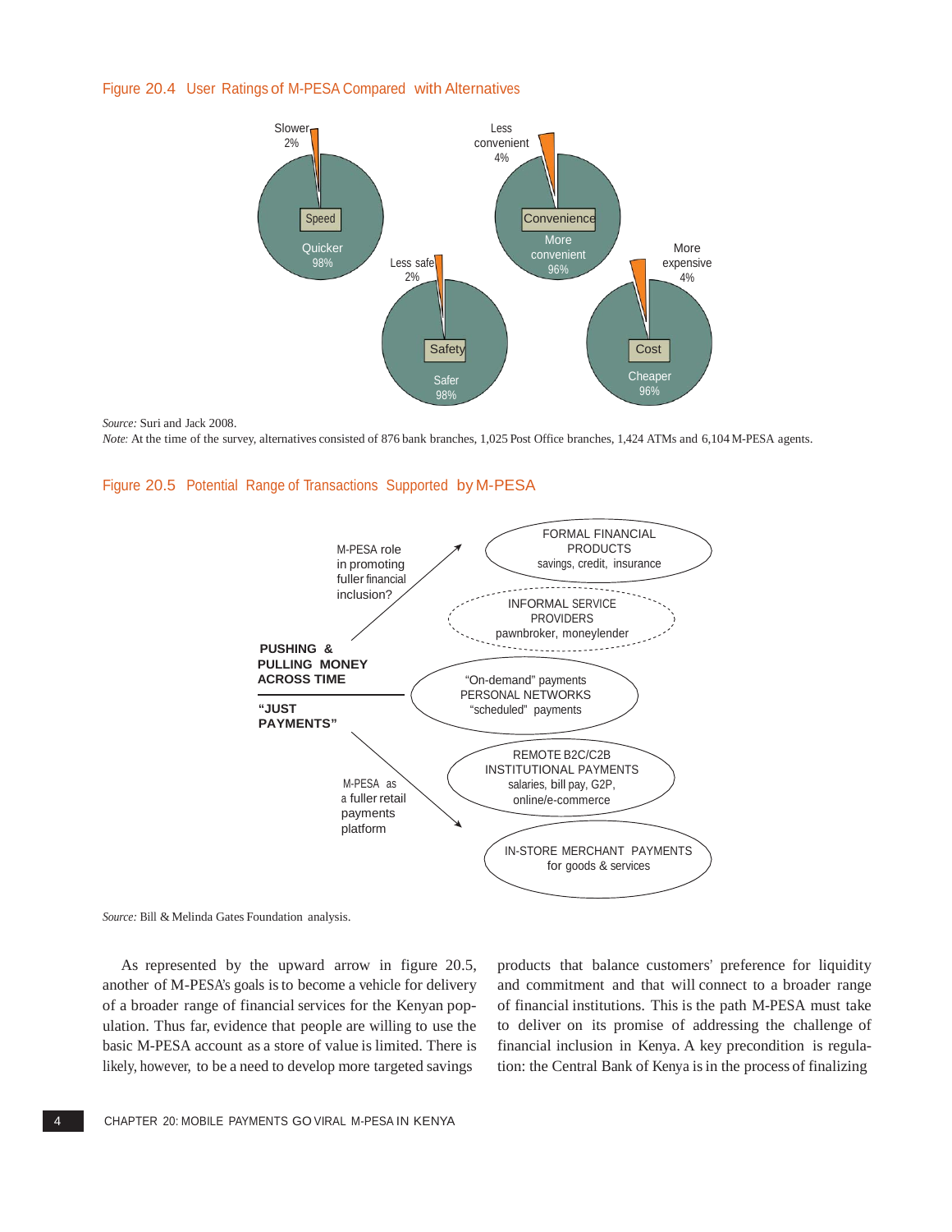Figure 20.4 User Ratings of M-PESA Compared with Alternatives

Slower 2%

Speed

Quicker 98%

Less convenient 4%

Convenience

More convenient 96%

Less safe 2%

Safety

Safer 98%

More expensive 4%

Cost

Cheaper 96%

*Source:* Suri and Jack 2008.
*Note:* At the time of the survey, alternatives consisted of 876 bank branches, 1,025 Post Office branches, 1,424 ATMs and 6,104 M-PESA agents.

Figure 20.5 Potential Range of Transactions Supported by M-PESA

M-PESA role in promoting fuller financial inclusion?

FORMAL FINANCIAL PRODUCTS
savings, credit, insurance

INFORMAL SERVICE PROVIDERS
pawnbroker, moneylender

**PUSHING & PULLING MONEY ACROSS TIME**

**"JUST PAYMENTS"**

"On-demand" payments
PERSONAL NETWORKS
"scheduled" payments

REMOTE B2C/C2B INSTITUTIONAL PAYMENTS
salaries, bill pay, G2P, online/e-commerce

M-PESA as a fuller retail payments platform

IN-STORE MERCHANT PAYMENTS
for goods & services

*Source:* Bill & Melinda Gates Foundation analysis.

As represented by the upward arrow in figure 20.5, another of M-PESA's goals is to become a vehicle for delivery of a broader range of financial services for the Kenyan population. Thus far, evidence that people are willing to use the basic M-PESA account as a store of value is limited. There is likely, however, to be a need to develop more targeted savings products that balance customers' preference for liquidity and commitment and that will connect to a broader range of financial institutions. This is the path M-PESA must take to deliver on its promise of addressing the challenge of financial inclusion in Kenya. A key precondition is regulation: the Central Bank of Kenya is in the process of finalizing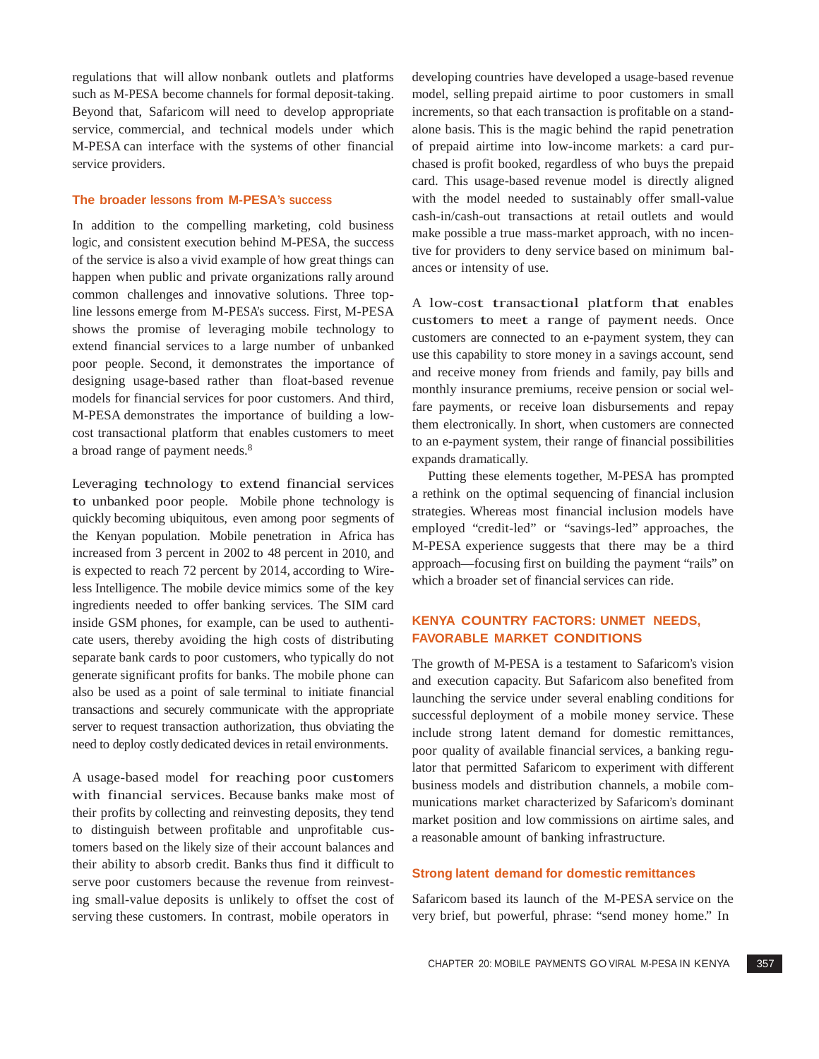regulations that will allow nonbank outlets and platforms such as M-PESA become channels for formal deposit-taking. Beyond that, Safaricom will need to develop appropriate service, commercial, and technical models under which M-PESA can interface with the systems of other financial service providers.

### The broader lessons from M-PESA's success

In addition to the compelling marketing, cold business logic, and consistent execution behind M-PESA, the success of the service is also a vivid example of how great things can happen when public and private organizations rally around common challenges and innovative solutions. Three top-line lessons emerge from M-PESA's success. First, M-PESA shows the promise of leveraging mobile technology to extend financial services to a large number of unbanked poor people. Second, it demonstrates the importance of designing usage-based rather than float-based revenue models for financial services for poor customers. And third, M-PESA demonstrates the importance of building a low-cost transactional platform that enables customers to meet a broad range of payment needs.[8]

Leveraging technology to extend financial services to unbanked poor people. Mobile phone technology is quickly becoming ubiquitous, even among poor segments of the Kenyan population. Mobile penetration in Africa has increased from 3 percent in 2002 to 48 percent in 2010, and is expected to reach 72 percent by 2014, according to Wireless Intelligence. The mobile device mimics some of the key ingredients needed to offer banking services. The SIM card inside GSM phones, for example, can be used to authenticate users, thereby avoiding the high costs of distributing separate bank cards to poor customers, who typically do not generate significant profits for banks. The mobile phone can also be used as a point of sale terminal to initiate financial transactions and securely communicate with the appropriate server to request transaction authorization, thus obviating the need to deploy costly dedicated devices in retail environments.

A usage-based model for reaching poor customers with financial services. Because banks make most of their profits by collecting and reinvesting deposits, they tend to distinguish between profitable and unprofitable customers based on the likely size of their account balances and their ability to absorb credit. Banks thus find it difficult to serve poor customers because the revenue from reinvesting small-value deposits is unlikely to offset the cost of serving these customers. In contrast, mobile operators in developing countries have developed a usage-based revenue model, selling prepaid airtime to poor customers in small increments, so that each transaction is profitable on a stand-alone basis. This is the magic behind the rapid penetration of prepaid airtime into low-income markets: a card purchased is profit booked, regardless of who buys the prepaid card. This usage-based revenue model is directly aligned with the model needed to sustainably offer small-value cash-in/cash-out transactions at retail outlets and would make possible a true mass-market approach, with no incentive for providers to deny service based on minimum balances or intensity of use.

A low-cost transactional platform that enables customers to meet a range of payment needs. Once customers are connected to an e-payment system, they can use this capability to store money in a savings account, send and receive money from friends and family, pay bills and monthly insurance premiums, receive pension or social welfare payments, or receive loan disbursements and repay them electronically. In short, when customers are connected to an e-payment system, their range of financial possibilities expands dramatically.

Putting these elements together, M-PESA has prompted a rethink on the optimal sequencing of financial inclusion strategies. Whereas most financial inclusion models have employed "credit-led" or "savings-led" approaches, the M-PESA experience suggests that there may be a third approach—focusing first on building the payment "rails" on which a broader set of financial services can ride.

## KENYA COUNTRY FACTORS: UNMET NEEDS, FAVORABLE MARKET CONDITIONS

The growth of M-PESA is a testament to Safaricom's vision and execution capacity. But Safaricom also benefited from launching the service under several enabling conditions for successful deployment of a mobile money service. These include strong latent demand for domestic remittances, poor quality of available financial services, a banking regulator that permitted Safaricom to experiment with different business models and distribution channels, a mobile communications market characterized by Safaricom's dominant market position and low commissions on airtime sales, and a reasonable amount of banking infrastructure.

### Strong latent demand for domestic remittances

Safaricom based its launch of the M-PESA service on the very brief, but powerful, phrase: "send money home." In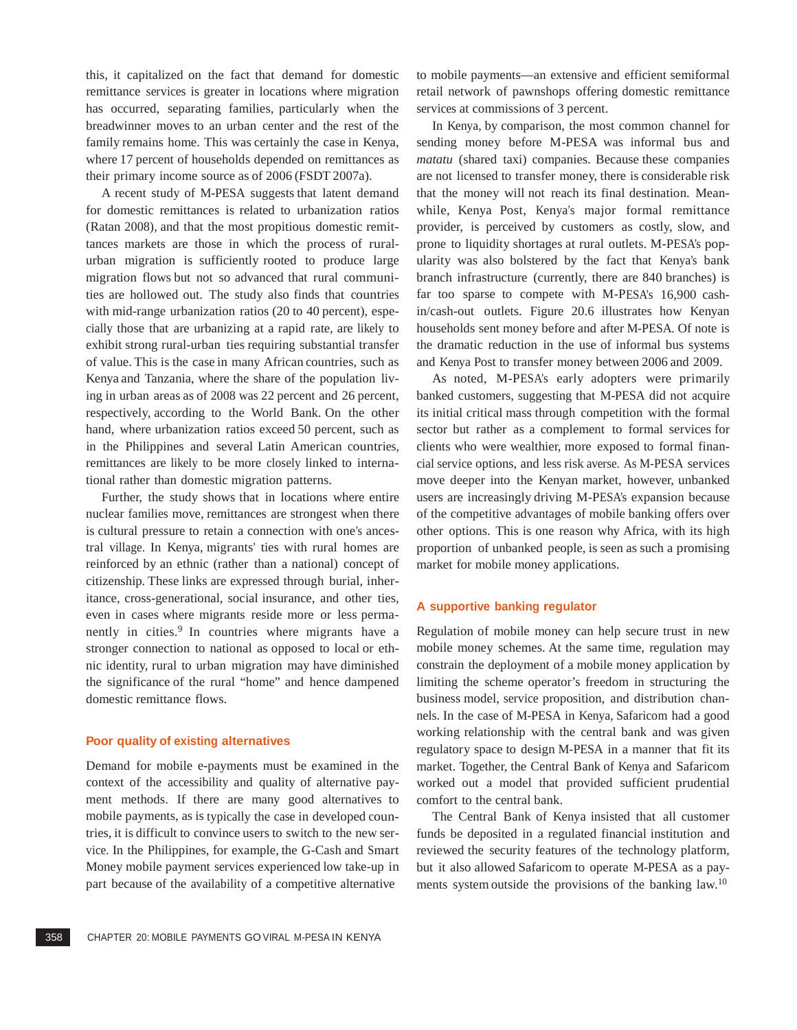this, it capitalized on the fact that demand for domestic remittance services is greater in locations where migration has occurred, separating families, particularly when the breadwinner moves to an urban center and the rest of the family remains home. This was certainly the case in Kenya, where 17 percent of households depended on remittances as their primary income source as of 2006 (FSDT 2007a).

A recent study of M-PESA suggests that latent demand for domestic remittances is related to urbanization ratios (Ratan 2008), and that the most propitious domestic remittances markets are those in which the process of rural-urban migration is sufficiently rooted to produce large migration flows but not so advanced that rural communities are hollowed out. The study also finds that countries with mid-range urbanization ratios (20 to 40 percent), especially those that are urbanizing at a rapid rate, are likely to exhibit strong rural-urban ties requiring substantial transfer of value. This is the case in many African countries, such as Kenya and Tanzania, where the share of the population living in urban areas as of 2008 was 22 percent and 26 percent, respectively, according to the World Bank. On the other hand, where urbanization ratios exceed 50 percent, such as in the Philippines and several Latin American countries, remittances are likely to be more closely linked to international rather than domestic migration patterns.

Further, the study shows that in locations where entire nuclear families move, remittances are strongest when there is cultural pressure to retain a connection with one's ancestral village. In Kenya, migrants' ties with rural homes are reinforced by an ethnic (rather than a national) concept of citizenship. These links are expressed through burial, inheritance, cross-generational, social insurance, and other ties, even in cases where migrants reside more or less permanently in cities.[9] In countries where migrants have a stronger connection to national as opposed to local or ethnic identity, rural to urban migration may have diminished the significance of the rural "home" and hence dampened domestic remittance flows.

### Poor quality of existing alternatives

Demand for mobile e-payments must be examined in the context of the accessibility and quality of alternative payment methods. If there are many good alternatives to mobile payments, as is typically the case in developed countries, it is difficult to convince users to switch to the new service. In the Philippines, for example, the G-Cash and Smart Money mobile payment services experienced low take-up in part because of the availability of a competitive alternative to mobile payments—an extensive and efficient semiformal retail network of pawnshops offering domestic remittance services at commissions of 3 percent.

In Kenya, by comparison, the most common channel for sending money before M-PESA was informal bus and *matatu* (shared taxi) companies. Because these companies are not licensed to transfer money, there is considerable risk that the money will not reach its final destination. Meanwhile, Kenya Post, Kenya's major formal remittance provider, is perceived by customers as costly, slow, and prone to liquidity shortages at rural outlets. M-PESA's popularity was also bolstered by the fact that Kenya's bank branch infrastructure (currently, there are 840 branches) is far too sparse to compete with M-PESA's 16,900 cash-in/cash-out outlets. Figure 20.6 illustrates how Kenyan households sent money before and after M-PESA. Of note is the dramatic reduction in the use of informal bus systems and Kenya Post to transfer money between 2006 and 2009.

As noted, M-PESA's early adopters were primarily banked customers, suggesting that M-PESA did not acquire its initial critical mass through competition with the formal sector but rather as a complement to formal services for clients who were wealthier, more exposed to formal financial service options, and less risk averse. As M-PESA services move deeper into the Kenyan market, however, unbanked users are increasingly driving M-PESA's expansion because of the competitive advantages of mobile banking offers over other options. This is one reason why Africa, with its high proportion of unbanked people, is seen as such a promising market for mobile money applications.

### A supportive banking regulator

Regulation of mobile money can help secure trust in new mobile money schemes. At the same time, regulation may constrain the deployment of a mobile money application by limiting the scheme operator's freedom in structuring the business model, service proposition, and distribution channels. In the case of M-PESA in Kenya, Safaricom had a good working relationship with the central bank and was given regulatory space to design M-PESA in a manner that fit its market. Together, the Central Bank of Kenya and Safaricom worked out a model that provided sufficient prudential comfort to the central bank.

The Central Bank of Kenya insisted that all customer funds be deposited in a regulated financial institution and reviewed the security features of the technology platform, but it also allowed Safaricom to operate M-PESA as a payments system outside the provisions of the banking law.[10]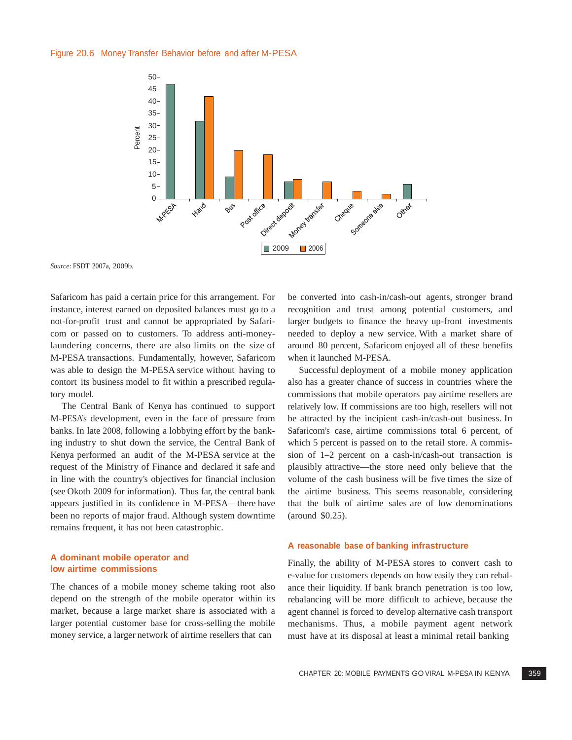Figure 20.6 Money Transfer Behavior before and after M-PESA

Percent

50
45
40
35
30
25
20
15
10
5
0

M-PESA
Hand
Bus
Post office
Direct deposit
Money transfer
Cheque
Someone else
Other

2009
2006

*Source:* FSDT 2007a, 2009b.

Safaricom has paid a certain price for this arrangement. For instance, interest earned on deposited balances must go to a not-for-profit trust and cannot be appropriated by Safaricom or passed on to customers. To address anti-money-laundering concerns, there are also limits on the size of M-PESA transactions. Fundamentally, however, Safaricom was able to design the M-PESA service without having to contort its business model to fit within a prescribed regulatory model.

The Central Bank of Kenya has continued to support M-PESA's development, even in the face of pressure from banks. In late 2008, following a lobbying effort by the banking industry to shut down the service, the Central Bank of Kenya performed an audit of the M-PESA service at the request of the Ministry of Finance and declared it safe and in line with the country's objectives for financial inclusion (see Okoth 2009 for information). Thus far, the central bank appears justified in its confidence in M-PESA—there have been no reports of major fraud. Although system downtime remains frequent, it has not been catastrophic.

## A dominant mobile operator and low airtime commissions

The chances of a mobile money scheme taking root also depend on the strength of the mobile operator within its market, because a large market share is associated with a larger potential customer base for cross-selling the mobile money service, a larger network of airtime resellers that can be converted into cash-in/cash-out agents, stronger brand recognition and trust among potential customers, and larger budgets to finance the heavy up-front investments needed to deploy a new service. With a market share of around 80 percent, Safaricom enjoyed all of these benefits when it launched M-PESA.

Successful deployment of a mobile money application also has a greater chance of success in countries where the commissions that mobile operators pay airtime resellers are relatively low. If commissions are too high, resellers will not be attracted by the incipient cash-in/cash-out business. In Safaricom's case, airtime commissions total 6 percent, of which 5 percent is passed on to the retail store. A commission of 1–2 percent on a cash-in/cash-out transaction is plausibly attractive—the store need only believe that the volume of the cash business will be five times the size of the airtime business. This seems reasonable, considering that the bulk of airtime sales are of low denominations (around $0.25).

## A reasonable base of banking infrastructure

Finally, the ability of M-PESA stores to convert cash to e-value for customers depends on how easily they can rebalance their liquidity. If bank branch penetration is too low, rebalancing will be more difficult to achieve, because the agent channel is forced to develop alternative cash transport mechanisms. Thus, a mobile payment agent network must have at its disposal at least a minimal retail banking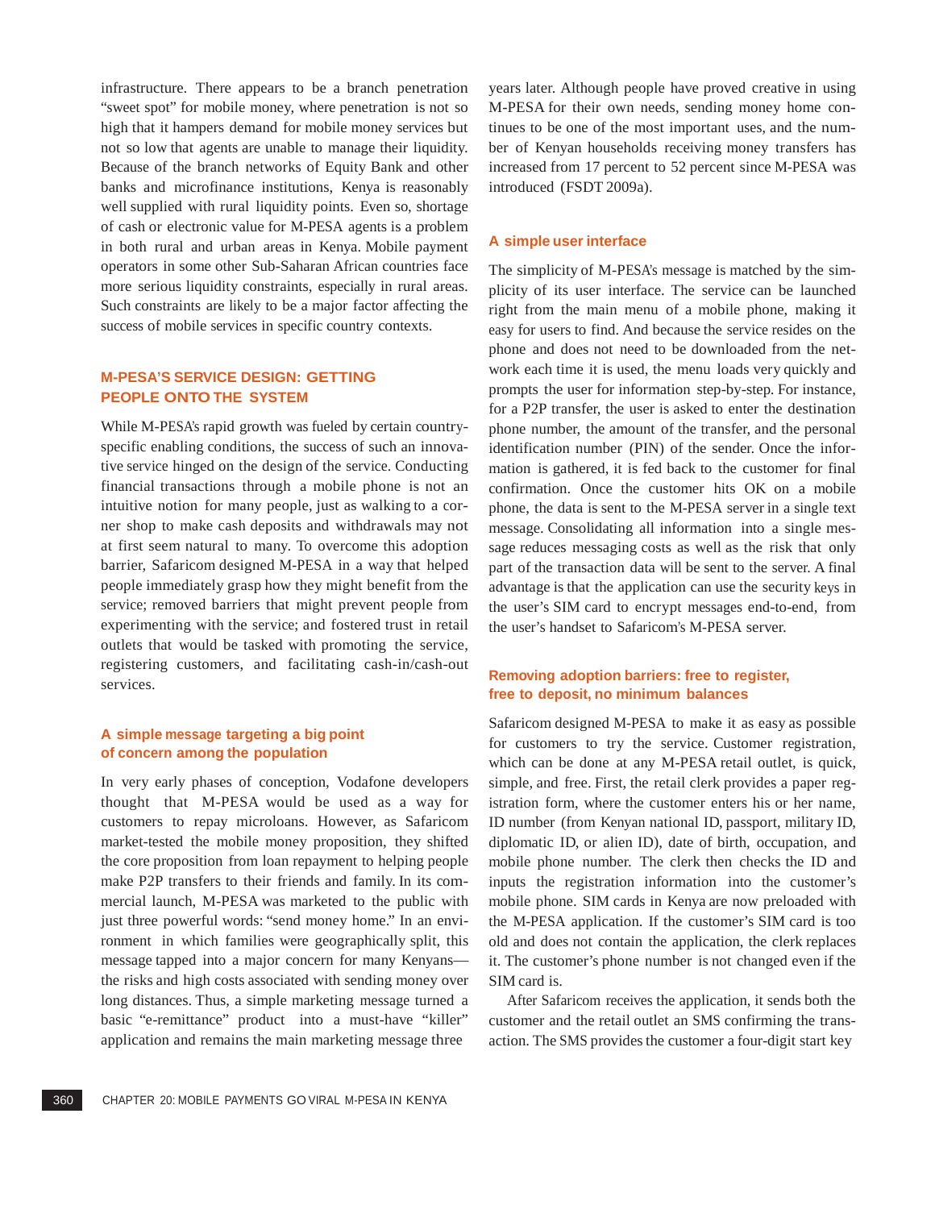infrastructure. There appears to be a branch penetration "sweet spot" for mobile money, where penetration is not so high that it hampers demand for mobile money services but not so low that agents are unable to manage their liquidity. Because of the branch networks of Equity Bank and other banks and microfinance institutions, Kenya is reasonably well supplied with rural liquidity points. Even so, shortage of cash or electronic value for M-PESA agents is a problem in both rural and urban areas in Kenya. Mobile payment operators in some other Sub-Saharan African countries face more serious liquidity constraints, especially in rural areas. Such constraints are likely to be a major factor affecting the success of mobile services in specific country contexts.

## M-PESA'S SERVICE DESIGN: GETTING PEOPLE ONTO THE SYSTEM

While M-PESA's rapid growth was fueled by certain country-specific enabling conditions, the success of such an innovative service hinged on the design of the service. Conducting financial transactions through a mobile phone is not an intuitive notion for many people, just as walking to a corner shop to make cash deposits and withdrawals may not at first seem natural to many. To overcome this adoption barrier, Safaricom designed M-PESA in a way that helped people immediately grasp how they might benefit from the service; removed barriers that might prevent people from experimenting with the service; and fostered trust in retail outlets that would be tasked with promoting the service, registering customers, and facilitating cash-in/cash-out services.

### A simple message targeting a big point of concern among the population

In very early phases of conception, Vodafone developers thought that M-PESA would be used as a way for customers to repay microloans. However, as Safaricom market-tested the mobile money proposition, they shifted the core proposition from loan repayment to helping people make P2P transfers to their friends and family. In its commercial launch, M-PESA was marketed to the public with just three powerful words: "send money home." In an environment in which families were geographically split, this message tapped into a major concern for many Kenyans—the risks and high costs associated with sending money over long distances. Thus, a simple marketing message turned a basic "e-remittance" product into a must-have "killer" application and remains the main marketing message three years later. Although people have proved creative in using M-PESA for their own needs, sending money home continues to be one of the most important uses, and the number of Kenyan households receiving money transfers has increased from 17 percent to 52 percent since M-PESA was introduced (FSDT 2009a).

### A simple user interface

The simplicity of M-PESA's message is matched by the simplicity of its user interface. The service can be launched right from the main menu of a mobile phone, making it easy for users to find. And because the service resides on the phone and does not need to be downloaded from the network each time it is used, the menu loads very quickly and prompts the user for information step-by-step. For instance, for a P2P transfer, the user is asked to enter the destination phone number, the amount of the transfer, and the personal identification number (PIN) of the sender. Once the information is gathered, it is fed back to the customer for final confirmation. Once the customer hits OK on a mobile phone, the data is sent to the M-PESA server in a single text message. Consolidating all information into a single message reduces messaging costs as well as the risk that only part of the transaction data will be sent to the server. A final advantage is that the application can use the security keys in the user's SIM card to encrypt messages end-to-end, from the user's handset to Safaricom's M-PESA server.

### Removing adoption barriers: free to register, free to deposit, no minimum balances

Safaricom designed M-PESA to make it as easy as possible for customers to try the service. Customer registration, which can be done at any M-PESA retail outlet, is quick, simple, and free. First, the retail clerk provides a paper registration form, where the customer enters his or her name, ID number (from Kenyan national ID, passport, military ID, diplomatic ID, or alien ID), date of birth, occupation, and mobile phone number. The clerk then checks the ID and inputs the registration information into the customer's mobile phone. SIM cards in Kenya are now preloaded with the M-PESA application. If the customer's SIM card is too old and does not contain the application, the clerk replaces it. The customer's phone number is not changed even if the SIM card is.

After Safaricom receives the application, it sends both the customer and the retail outlet an SMS confirming the transaction. The SMS provides the customer a four-digit start key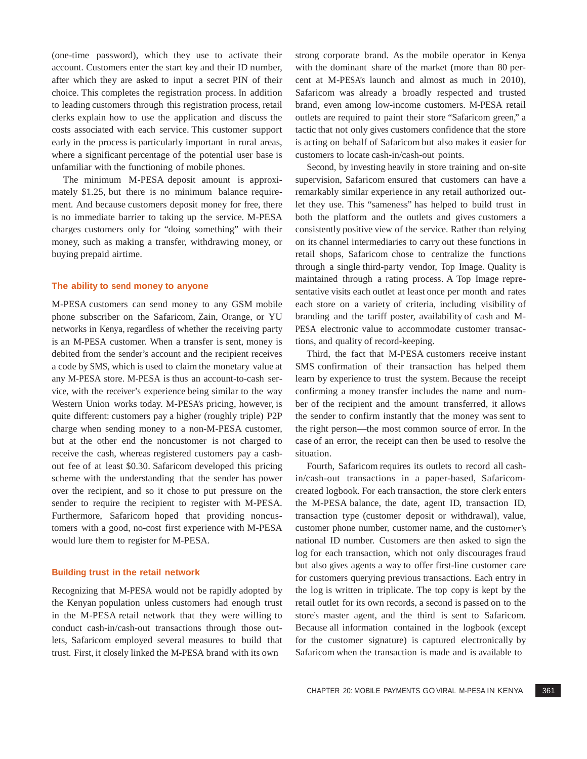(one-time password), which they use to activate their account. Customers enter the start key and their ID number, after which they are asked to input a secret PIN of their choice. This completes the registration process. In addition to leading customers through this registration process, retail clerks explain how to use the application and discuss the costs associated with each service. This customer support early in the process is particularly important in rural areas, where a significant percentage of the potential user base is unfamiliar with the functioning of mobile phones.

The minimum M-PESA deposit amount is approximately $1.25, but there is no minimum balance requirement. And because customers deposit money for free, there is no immediate barrier to taking up the service. M-PESA charges customers only for "doing something" with their money, such as making a transfer, withdrawing money, or buying prepaid airtime.

### The ability to send money to anyone

M-PESA customers can send money to any GSM mobile phone subscriber on the Safaricom, Zain, Orange, or YU networks in Kenya, regardless of whether the receiving party is an M-PESA customer. When a transfer is sent, money is debited from the sender's account and the recipient receives a code by SMS, which is used to claim the monetary value at any M-PESA store. M-PESA is thus an account-to-cash service, with the receiver's experience being similar to the way Western Union works today. M-PESA's pricing, however, is quite different: customers pay a higher (roughly triple) P2P charge when sending money to a non-M-PESA customer, but at the other end the noncustomer is not charged to receive the cash, whereas registered customers pay a cash-out fee of at least $0.30. Safaricom developed this pricing scheme with the understanding that the sender has power over the recipient, and so it chose to put pressure on the sender to require the recipient to register with M-PESA. Furthermore, Safaricom hoped that providing noncustomers with a good, no-cost first experience with M-PESA would lure them to register for M-PESA.

### Building trust in the retail network

Recognizing that M-PESA would not be rapidly adopted by the Kenyan population unless customers had enough trust in the M-PESA retail network that they were willing to conduct cash-in/cash-out transactions through those outlets, Safaricom employed several measures to build that trust. First, it closely linked the M-PESA brand with its own strong corporate brand. As the mobile operator in Kenya with the dominant share of the market (more than 80 percent at M-PESA's launch and almost as much in 2010), Safaricom was already a broadly respected and trusted brand, even among low-income customers. M-PESA retail outlets are required to paint their store "Safaricom green," a tactic that not only gives customers confidence that the store is acting on behalf of Safaricom but also makes it easier for customers to locate cash-in/cash-out points.

Second, by investing heavily in store training and on-site supervision, Safaricom ensured that customers can have a remarkably similar experience in any retail authorized outlet they use. This "sameness" has helped to build trust in both the platform and the outlets and gives customers a consistently positive view of the service. Rather than relying on its channel intermediaries to carry out these functions in retail shops, Safaricom chose to centralize the functions through a single third-party vendor, Top Image. Quality is maintained through a rating process. A Top Image representative visits each outlet at least once per month and rates each store on a variety of criteria, including visibility of branding and the tariff poster, availability of cash and M-PESA electronic value to accommodate customer transactions, and quality of record-keeping.

Third, the fact that M-PESA customers receive instant SMS confirmation of their transaction has helped them learn by experience to trust the system. Because the receipt confirming a money transfer includes the name and number of the recipient and the amount transferred, it allows the sender to confirm instantly that the money was sent to the right person—the most common source of error. In the case of an error, the receipt can then be used to resolve the situation.

Fourth, Safaricom requires its outlets to record all cash-in/cash-out transactions in a paper-based, Safaricom-created logbook. For each transaction, the store clerk enters the M-PESA balance, the date, agent ID, transaction ID, transaction type (customer deposit or withdrawal), value, customer phone number, customer name, and the customer's national ID number. Customers are then asked to sign the log for each transaction, which not only discourages fraud but also gives agents a way to offer first-line customer care for customers querying previous transactions. Each entry in the log is written in triplicate. The top copy is kept by the retail outlet for its own records, a second is passed on to the store's master agent, and the third is sent to Safaricom. Because all information contained in the logbook (except for the customer signature) is captured electronically by Safaricom when the transaction is made and is available to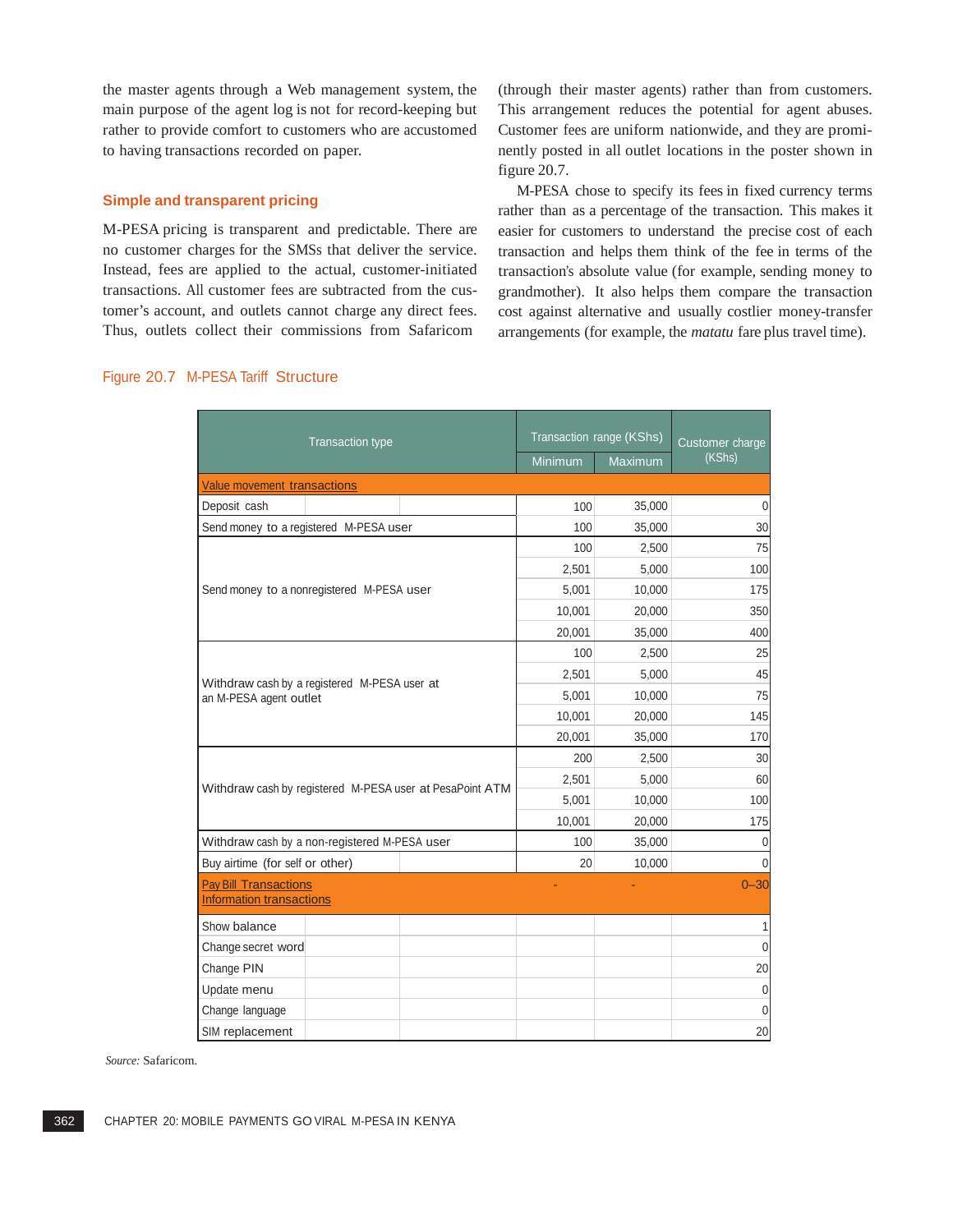the master agents through a Web management system, the main purpose of the agent log is not for record-keeping but rather to provide comfort to customers who are accustomed to having transactions recorded on paper.

### Simple and transparent pricing

M-PESA pricing is transparent and predictable. There are no customer charges for the SMSs that deliver the service. Instead, fees are applied to the actual, customer-initiated transactions. All customer fees are subtracted from the customer's account, and outlets cannot charge any direct fees. Thus, outlets collect their commissions from Safaricom (through their master agents) rather than from customers. This arrangement reduces the potential for agent abuses. Customer fees are uniform nationwide, and they are prominently posted in all outlet locations in the poster shown in figure 20.7.

M-PESA chose to specify its fees in fixed currency terms rather than as a percentage of the transaction. This makes it easier for customers to understand the precise cost of each transaction and helps them think of the fee in terms of the transaction's absolute value (for example, sending money to grandmother). It also helps them compare the transaction cost against alternative and usually costlier money-transfer arrangements (for example, the *matatu* fare plus travel time).

Figure 20.7 M-PESA Tariff Structure

| Transaction type | Transaction range (KShs) | | Customer charge (KShs) |
|---|---|---|---|
| | Minimum | Maximum | |
| Value movement transactions | | | |
| Deposit cash | 100 | 35,000 | 0 |
| Send money to a registered M-PESA user | 100 | 35,000 | 30 |
| Send money to a nonregistered M-PESA user | 100 | 2,500 | 75 |
| | 2,501 | 5,000 | 100 |
| | 5,001 | 10,000 | 175 |
| | 10,001 | 20,000 | 350 |
| | 20,001 | 35,000 | 400 |
| Withdraw cash by a registered M-PESA user at an M-PESA agent outlet | 100 | 2,500 | 25 |
| | 2,501 | 5,000 | 45 |
| | 5,001 | 10,000 | 75 |
| | 10,001 | 20,000 | 145 |
| | 20,001 | 35,000 | 170 |
| Withdraw cash by registered M-PESA user at PesaPoint ATM | 200 | 2,500 | 30 |
| | 2,501 | 5,000 | 60 |
| | 5,001 | 10,000 | 100 |
| | 10,001 | 20,000 | 175 |
| Withdraw cash by a non-registered M-PESA user | 100 | 35,000 | 0 |
| Buy airtime (for self or other) | 20 | 10,000 | 0 |
| Pay Bill Transactions | - | - | 0–30 |
| Information transactions | | | |
| Show balance | | | 1 |
| Change secret word | | | 0 |
| Change PIN | | | 20 |
| Update menu | | | 0 |
| Change language | | | 0 |
| SIM replacement | | | 20 |

*Source:* Safaricom.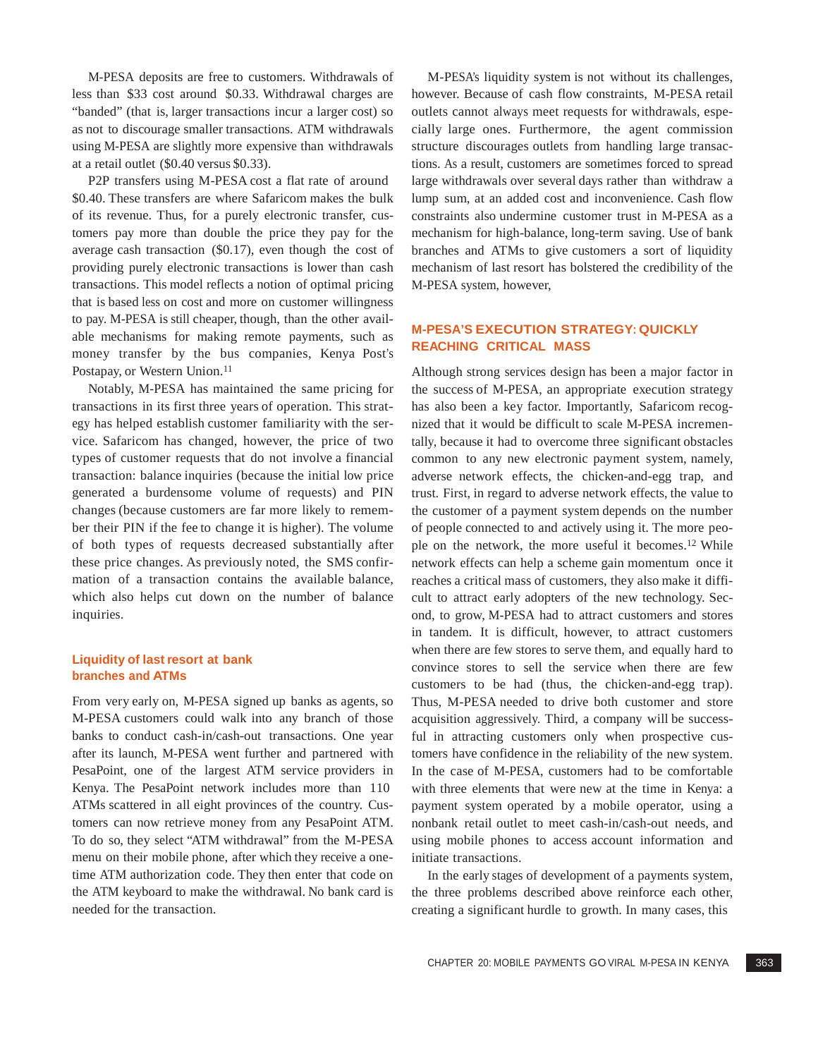M-PESA deposits are free to customers. Withdrawals of less than $33 cost around $0.33. Withdrawal charges are "banded" (that is, larger transactions incur a larger cost) so as not to discourage smaller transactions. ATM withdrawals using M-PESA are slightly more expensive than withdrawals at a retail outlet ($0.40 versus $0.33).

P2P transfers using M-PESA cost a flat rate of around $0.40. These transfers are where Safaricom makes the bulk of its revenue. Thus, for a purely electronic transfer, customers pay more than double the price they pay for the average cash transaction ($0.17), even though the cost of providing purely electronic transactions is lower than cash transactions. This model reflects a notion of optimal pricing that is based less on cost and more on customer willingness to pay. M-PESA is still cheaper, though, than the other available mechanisms for making remote payments, such as money transfer by the bus companies, Kenya Post's Postapay, or Western Union.[11]

Notably, M-PESA has maintained the same pricing for transactions in its first three years of operation. This strategy has helped establish customer familiarity with the service. Safaricom has changed, however, the price of two types of customer requests that do not involve a financial transaction: balance inquiries (because the initial low price generated a burdensome volume of requests) and PIN changes (because customers are far more likely to remember their PIN if the fee to change it is higher). The volume of both types of requests decreased substantially after these price changes. As previously noted, the SMS confirmation of a transaction contains the available balance, which also helps cut down on the number of balance inquiries.

### Liquidity of last resort at bank branches and ATMs

From very early on, M-PESA signed up banks as agents, so M-PESA customers could walk into any branch of those banks to conduct cash-in/cash-out transactions. One year after its launch, M-PESA went further and partnered with PesaPoint, one of the largest ATM service providers in Kenya. The PesaPoint network includes more than 110 ATMs scattered in all eight provinces of the country. Customers can now retrieve money from any PesaPoint ATM. To do so, they select "ATM withdrawal" from the M-PESA menu on their mobile phone, after which they receive a one-time ATM authorization code. They then enter that code on the ATM keyboard to make the withdrawal. No bank card is needed for the transaction.

M-PESA's liquidity system is not without its challenges, however. Because of cash flow constraints, M-PESA retail outlets cannot always meet requests for withdrawals, especially large ones. Furthermore, the agent commission structure discourages outlets from handling large transactions. As a result, customers are sometimes forced to spread large withdrawals over several days rather than withdraw a lump sum, at an added cost and inconvenience. Cash flow constraints also undermine customer trust in M-PESA as a mechanism for high-balance, long-term saving. Use of bank branches and ATMs to give customers a sort of liquidity mechanism of last resort has bolstered the credibility of the M-PESA system, however,

## M-PESA'S EXECUTION STRATEGY: QUICKLY REACHING CRITICAL MASS

Although strong services design has been a major factor in the success of M-PESA, an appropriate execution strategy has also been a key factor. Importantly, Safaricom recognized that it would be difficult to scale M-PESA incrementally, because it had to overcome three significant obstacles common to any new electronic payment system, namely, adverse network effects, the chicken-and-egg trap, and trust. First, in regard to adverse network effects, the value to the customer of a payment system depends on the number of people connected to and actively using it. The more people on the network, the more useful it becomes.[12] While network effects can help a scheme gain momentum once it reaches a critical mass of customers, they also make it difficult to attract early adopters of the new technology. Second, to grow, M-PESA had to attract customers and stores in tandem. It is difficult, however, to attract customers when there are few stores to serve them, and equally hard to convince stores to sell the service when there are few customers to be had (thus, the chicken-and-egg trap). Thus, M-PESA needed to drive both customer and store acquisition aggressively. Third, a company will be successful in attracting customers only when prospective customers have confidence in the reliability of the new system. In the case of M-PESA, customers had to be comfortable with three elements that were new at the time in Kenya: a payment system operated by a mobile operator, using a nonbank retail outlet to meet cash-in/cash-out needs, and using mobile phones to access account information and initiate transactions.

In the early stages of development of a payments system, the three problems described above reinforce each other, creating a significant hurdle to growth. In many cases, this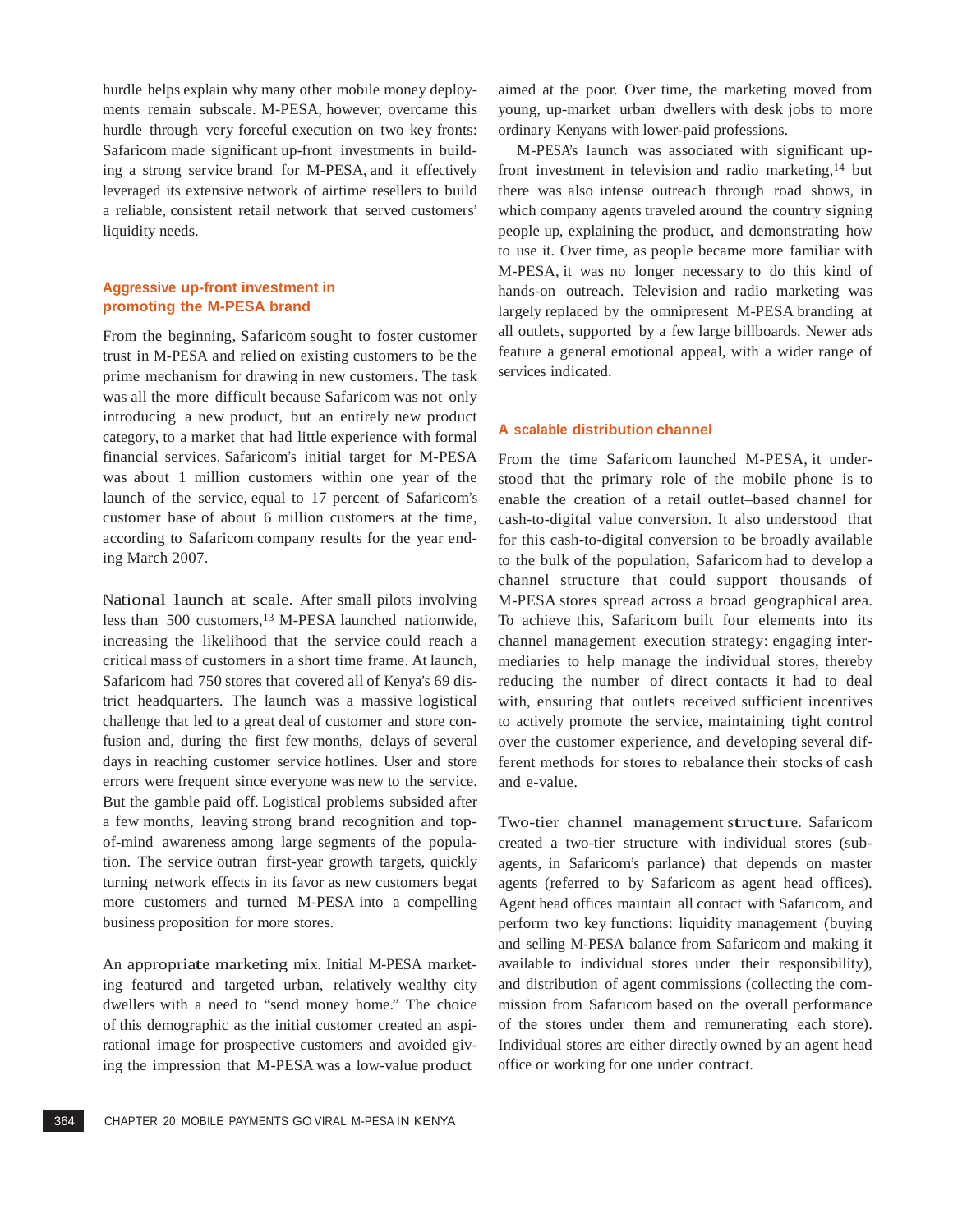hurdle helps explain why many other mobile money deployments remain subscale. M-PESA, however, overcame this hurdle through very forceful execution on two key fronts: Safaricom made significant up-front investments in building a strong service brand for M-PESA, and it effectively leveraged its extensive network of airtime resellers to build a reliable, consistent retail network that served customers' liquidity needs.

### Aggressive up-front investment in promoting the M-PESA brand

From the beginning, Safaricom sought to foster customer trust in M-PESA and relied on existing customers to be the prime mechanism for drawing in new customers. The task was all the more difficult because Safaricom was not only introducing a new product, but an entirely new product category, to a market that had little experience with formal financial services. Safaricom's initial target for M-PESA was about 1 million customers within one year of the launch of the service, equal to 17 percent of Safaricom's customer base of about 6 million customers at the time, according to Safaricom company results for the year ending March 2007.

National launch at scale. After small pilots involving less than 500 customers,[13] M-PESA launched nationwide, increasing the likelihood that the service could reach a critical mass of customers in a short time frame. At launch, Safaricom had 750 stores that covered all of Kenya's 69 district headquarters. The launch was a massive logistical challenge that led to a great deal of customer and store confusion and, during the first few months, delays of several days in reaching customer service hotlines. User and store errors were frequent since everyone was new to the service. But the gamble paid off. Logistical problems subsided after a few months, leaving strong brand recognition and top-of-mind awareness among large segments of the population. The service outran first-year growth targets, quickly turning network effects in its favor as new customers begat more customers and turned M-PESA into a compelling business proposition for more stores.

An appropriate marketing mix. Initial M-PESA marketing featured and targeted urban, relatively wealthy city dwellers with a need to "send money home." The choice of this demographic as the initial customer created an aspirational image for prospective customers and avoided giving the impression that M-PESA was a low-value product aimed at the poor. Over time, the marketing moved from young, up-market urban dwellers with desk jobs to more ordinary Kenyans with lower-paid professions.

M-PESA's launch was associated with significant up-front investment in television and radio marketing,[14] but there was also intense outreach through road shows, in which company agents traveled around the country signing people up, explaining the product, and demonstrating how to use it. Over time, as people became more familiar with M-PESA, it was no longer necessary to do this kind of hands-on outreach. Television and radio marketing was largely replaced by the omnipresent M-PESA branding at all outlets, supported by a few large billboards. Newer ads feature a general emotional appeal, with a wider range of services indicated.

### A scalable distribution channel

From the time Safaricom launched M-PESA, it understood that the primary role of the mobile phone is to enable the creation of a retail outlet–based channel for cash-to-digital value conversion. It also understood that for this cash-to-digital conversion to be broadly available to the bulk of the population, Safaricom had to develop a channel structure that could support thousands of M-PESA stores spread across a broad geographical area. To achieve this, Safaricom built four elements into its channel management execution strategy: engaging intermediaries to help manage the individual stores, thereby reducing the number of direct contacts it had to deal with, ensuring that outlets received sufficient incentives to actively promote the service, maintaining tight control over the customer experience, and developing several different methods for stores to rebalance their stocks of cash and e-value.

Two-tier channel management structure. Safaricom created a two-tier structure with individual stores (subagents, in Safaricom's parlance) that depends on master agents (referred to by Safaricom as agent head offices). Agent head offices maintain all contact with Safaricom, and perform two key functions: liquidity management (buying and selling M-PESA balance from Safaricom and making it available to individual stores under their responsibility), and distribution of agent commissions (collecting the commission from Safaricom based on the overall performance of the stores under them and remunerating each store). Individual stores are either directly owned by an agent head office or working for one under contract.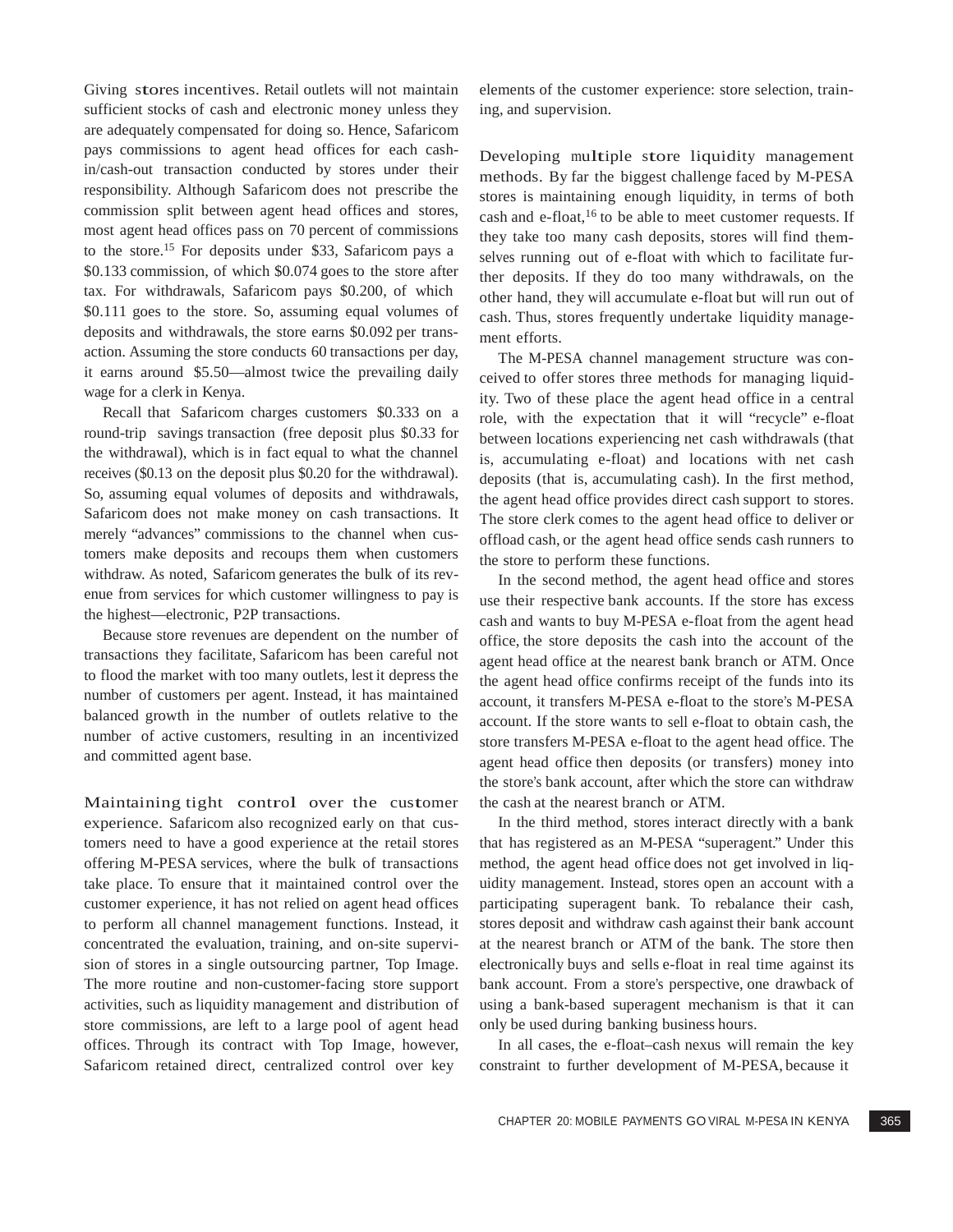**Giving stores incentives.** Retail outlets will not maintain sufficient stocks of cash and electronic money unless they are adequately compensated for doing so. Hence, Safaricom pays commissions to agent head offices for each cash-in/cash-out transaction conducted by stores under their responsibility. Although Safaricom does not prescribe the commission split between agent head offices and stores, most agent head offices pass on 70 percent of commissions to the store.[15] For deposits under $33, Safaricom pays a $0.133 commission, of which $0.074 goes to the store after tax. For withdrawals, Safaricom pays $0.200, of which $0.111 goes to the store. So, assuming equal volumes of deposits and withdrawals, the store earns $0.092 per transaction. Assuming the store conducts 60 transactions per day, it earns around $5.50—almost twice the prevailing daily wage for a clerk in Kenya.

Recall that Safaricom charges customers $0.333 on a round-trip savings transaction (free deposit plus $0.33 for the withdrawal), which is in fact equal to what the channel receives ($0.13 on the deposit plus $0.20 for the withdrawal). So, assuming equal volumes of deposits and withdrawals, Safaricom does not make money on cash transactions. It merely "advances" commissions to the channel when customers make deposits and recoups them when customers withdraw. As noted, Safaricom generates the bulk of its revenue from services for which customer willingness to pay is the highest—electronic, P2P transactions.

Because store revenues are dependent on the number of transactions they facilitate, Safaricom has been careful not to flood the market with too many outlets, lest it depress the number of customers per agent. Instead, it has maintained balanced growth in the number of outlets relative to the number of active customers, resulting in an incentivized and committed agent base.

**Maintaining tight control over the customer experience.** Safaricom also recognized early on that customers need to have a good experience at the retail stores offering M-PESA services, where the bulk of transactions take place. To ensure that it maintained control over the customer experience, it has not relied on agent head offices to perform all channel management functions. Instead, it concentrated the evaluation, training, and on-site supervision of stores in a single outsourcing partner, Top Image. The more routine and non-customer-facing store support activities, such as liquidity management and distribution of store commissions, are left to a large pool of agent head offices. Through its contract with Top Image, however, Safaricom retained direct, centralized control over key elements of the customer experience: store selection, training, and supervision.

**Developing multiple store liquidity management methods.** By far the biggest challenge faced by M-PESA stores is maintaining enough liquidity, in terms of both cash and e-float,[16] to be able to meet customer requests. If they take too many cash deposits, stores will find themselves running out of e-float with which to facilitate further deposits. If they do too many withdrawals, on the other hand, they will accumulate e-float but will run out of cash. Thus, stores frequently undertake liquidity management efforts.

The M-PESA channel management structure was conceived to offer stores three methods for managing liquidity. Two of these place the agent head office in a central role, with the expectation that it will "recycle" e-float between locations experiencing net cash withdrawals (that is, accumulating e-float) and locations with net cash deposits (that is, accumulating cash). In the first method, the agent head office provides direct cash support to stores. The store clerk comes to the agent head office to deliver or offload cash, or the agent head office sends cash runners to the store to perform these functions.

In the second method, the agent head office and stores use their respective bank accounts. If the store has excess cash and wants to buy M-PESA e-float from the agent head office, the store deposits the cash into the account of the agent head office at the nearest bank branch or ATM. Once the agent head office confirms receipt of the funds into its account, it transfers M-PESA e-float to the store's M-PESA account. If the store wants to sell e-float to obtain cash, the store transfers M-PESA e-float to the agent head office. The agent head office then deposits (or transfers) money into the store's bank account, after which the store can withdraw the cash at the nearest branch or ATM.

In the third method, stores interact directly with a bank that has registered as an M-PESA "superagent." Under this method, the agent head office does not get involved in liquidity management. Instead, stores open an account with a participating superagent bank. To rebalance their cash, stores deposit and withdraw cash against their bank account at the nearest branch or ATM of the bank. The store then electronically buys and sells e-float in real time against its bank account. From a store's perspective, one drawback of using a bank-based superagent mechanism is that it can only be used during banking business hours.

In all cases, the e-float–cash nexus will remain the key constraint to further development of M-PESA, because it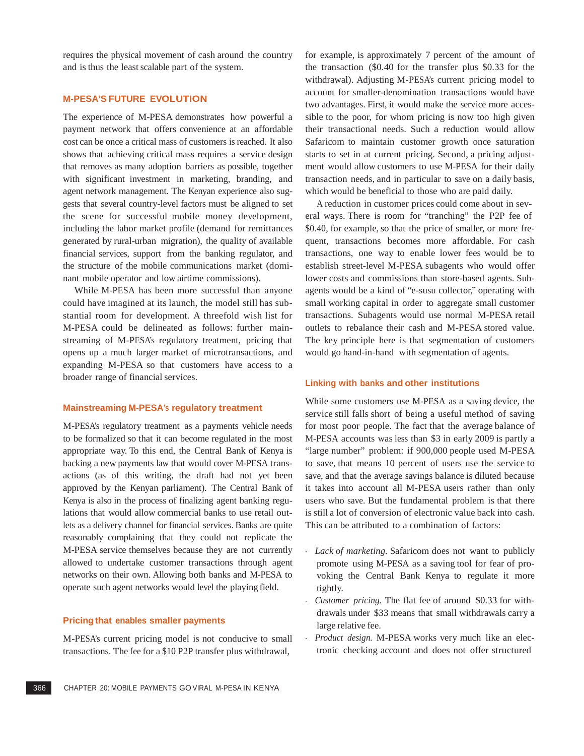requires the physical movement of cash around the country and is thus the least scalable part of the system.

## M-PESA'S FUTURE EVOLUTION

The experience of M-PESA demonstrates how powerful a payment network that offers convenience at an affordable cost can be once a critical mass of customers is reached. It also shows that achieving critical mass requires a service design that removes as many adoption barriers as possible, together with significant investment in marketing, branding, and agent network management. The Kenyan experience also suggests that several country-level factors must be aligned to set the scene for successful mobile money development, including the labor market profile (demand for remittances generated by rural-urban migration), the quality of available financial services, support from the banking regulator, and the structure of the mobile communications market (dominant mobile operator and low airtime commissions).

While M-PESA has been more successful than anyone could have imagined at its launch, the model still has substantial room for development. A threefold wish list for M-PESA could be delineated as follows: further mainstreaming of M-PESA's regulatory treatment, pricing that opens up a much larger market of microtransactions, and expanding M-PESA so that customers have access to a broader range of financial services.

### Mainstreaming M-PESA's regulatory treatment

M-PESA's regulatory treatment as a payments vehicle needs to be formalized so that it can become regulated in the most appropriate way. To this end, the Central Bank of Kenya is backing a new payments law that would cover M-PESA transactions (as of this writing, the draft had not yet been approved by the Kenyan parliament). The Central Bank of Kenya is also in the process of finalizing agent banking regulations that would allow commercial banks to use retail outlets as a delivery channel for financial services. Banks are quite reasonably complaining that they could not replicate the M-PESA service themselves because they are not currently allowed to undertake customer transactions through agent networks on their own. Allowing both banks and M-PESA to operate such agent networks would level the playing field.

### Pricing that enables smaller payments

M-PESA's current pricing model is not conducive to small transactions. The fee for a $10 P2P transfer plus withdrawal, for example, is approximately 7 percent of the amount of the transaction ($0.40 for the transfer plus $0.33 for the withdrawal). Adjusting M-PESA's current pricing model to account for smaller-denomination transactions would have two advantages. First, it would make the service more accessible to the poor, for whom pricing is now too high given their transactional needs. Such a reduction would allow Safaricom to maintain customer growth once saturation starts to set in at current pricing. Second, a pricing adjustment would allow customers to use M-PESA for their daily transaction needs, and in particular to save on a daily basis, which would be beneficial to those who are paid daily.

A reduction in customer prices could come about in several ways. There is room for "tranching" the P2P fee of $0.40, for example, so that the price of smaller, or more frequent, transactions becomes more affordable. For cash transactions, one way to enable lower fees would be to establish street-level M-PESA subagents who would offer lower costs and commissions than store-based agents. Subagents would be a kind of "e-susu collector," operating with small working capital in order to aggregate small customer transactions. Subagents would use normal M-PESA retail outlets to rebalance their cash and M-PESA stored value. The key principle here is that segmentation of customers would go hand-in-hand with segmentation of agents.

### Linking with banks and other institutions

While some customers use M-PESA as a saving device, the service still falls short of being a useful method of saving for most poor people. The fact that the average balance of M-PESA accounts was less than $3 in early 2009 is partly a "large number" problem: if 900,000 people used M-PESA to save, that means 10 percent of users use the service to save, and that the average savings balance is diluted because it takes into account all M-PESA users rather than only users who save. But the fundamental problem is that there is still a lot of conversion of electronic value back into cash. This can be attributed to a combination of factors:

- *Lack of marketing.* Safaricom does not want to publicly promote using M-PESA as a saving tool for fear of provoking the Central Bank Kenya to regulate it more tightly.
- *Customer pricing.* The flat fee of around $0.33 for withdrawals under $33 means that small withdrawals carry a large relative fee.
- *Product design.* M-PESA works very much like an electronic checking account and does not offer structured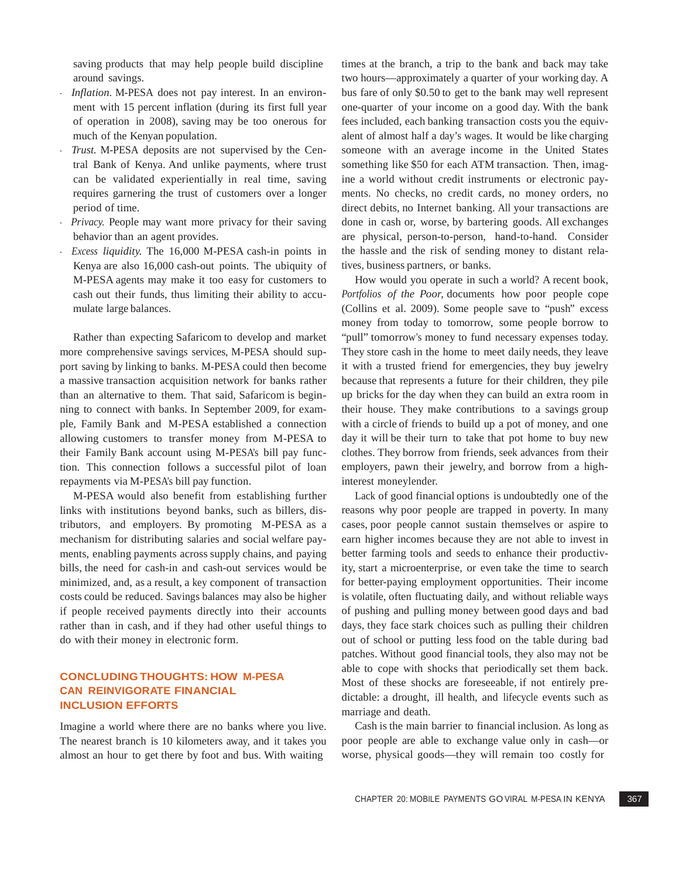saving products that may help people build discipline around savings.

- *Inflation.* M-PESA does not pay interest. In an environment with 15 percent inflation (during its first full year of operation in 2008), saving may be too onerous for much of the Kenyan population.
- *Trust.* M-PESA deposits are not supervised by the Central Bank of Kenya. And unlike payments, where trust can be validated experientially in real time, saving requires garnering the trust of customers over a longer period of time.
- *Privacy.* People may want more privacy for their saving behavior than an agent provides.
- *Excess liquidity.* The 16,000 M-PESA cash-in points in Kenya are also 16,000 cash-out points. The ubiquity of M-PESA agents may make it too easy for customers to cash out their funds, thus limiting their ability to accumulate large balances.

Rather than expecting Safaricom to develop and market more comprehensive savings services, M-PESA should support saving by linking to banks. M-PESA could then become a massive transaction acquisition network for banks rather than an alternative to them. That said, Safaricom is beginning to connect with banks. In September 2009, for example, Family Bank and M-PESA established a connection allowing customers to transfer money from M-PESA to their Family Bank account using M-PESA's bill pay function. This connection follows a successful pilot of loan repayments via M-PESA's bill pay function.

M-PESA would also benefit from establishing further links with institutions beyond banks, such as billers, distributors, and employers. By promoting M-PESA as a mechanism for distributing salaries and social welfare payments, enabling payments across supply chains, and paying bills, the need for cash-in and cash-out services would be minimized, and, as a result, a key component of transaction costs could be reduced. Savings balances may also be higher if people received payments directly into their accounts rather than in cash, and if they had other useful things to do with their money in electronic form.

## CONCLUDING THOUGHTS: HOW M-PESA CAN REINVIGORATE FINANCIAL INCLUSION EFFORTS

Imagine a world where there are no banks where you live. The nearest branch is 10 kilometers away, and it takes you almost an hour to get there by foot and bus. With waiting times at the branch, a trip to the bank and back may take two hours—approximately a quarter of your working day. A bus fare of only $0.50 to get to the bank may well represent one-quarter of your income on a good day. With the bank fees included, each banking transaction costs you the equivalent of almost half a day's wages. It would be like charging someone with an average income in the United States something like $50 for each ATM transaction. Then, imagine a world without credit instruments or electronic payments. No checks, no credit cards, no money orders, no direct debits, no Internet banking. All your transactions are done in cash or, worse, by bartering goods. All exchanges are physical, person-to-person, hand-to-hand. Consider the hassle and the risk of sending money to distant relatives, business partners, or banks.

How would you operate in such a world? A recent book, *Portfolios of the Poor,* documents how poor people cope (Collins et al. 2009). Some people save to "push" excess money from today to tomorrow, some people borrow to "pull" tomorrow's money to fund necessary expenses today. They store cash in the home to meet daily needs, they leave it with a trusted friend for emergencies, they buy jewelry because that represents a future for their children, they pile up bricks for the day when they can build an extra room in their house. They make contributions to a savings group with a circle of friends to build up a pot of money, and one day it will be their turn to take that pot home to buy new clothes. They borrow from friends, seek advances from their employers, pawn their jewelry, and borrow from a high-interest moneylender.

Lack of good financial options is undoubtedly one of the reasons why poor people are trapped in poverty. In many cases, poor people cannot sustain themselves or aspire to earn higher incomes because they are not able to invest in better farming tools and seeds to enhance their productivity, start a microenterprise, or even take the time to search for better-paying employment opportunities. Their income is volatile, often fluctuating daily, and without reliable ways of pushing and pulling money between good days and bad days, they face stark choices such as pulling their children out of school or putting less food on the table during bad patches. Without good financial tools, they also may not be able to cope with shocks that periodically set them back. Most of these shocks are foreseeable, if not entirely predictable: a drought, ill health, and lifecycle events such as marriage and death.

Cash is the main barrier to financial inclusion. As long as poor people are able to exchange value only in cash—or worse, physical goods—they will remain too costly for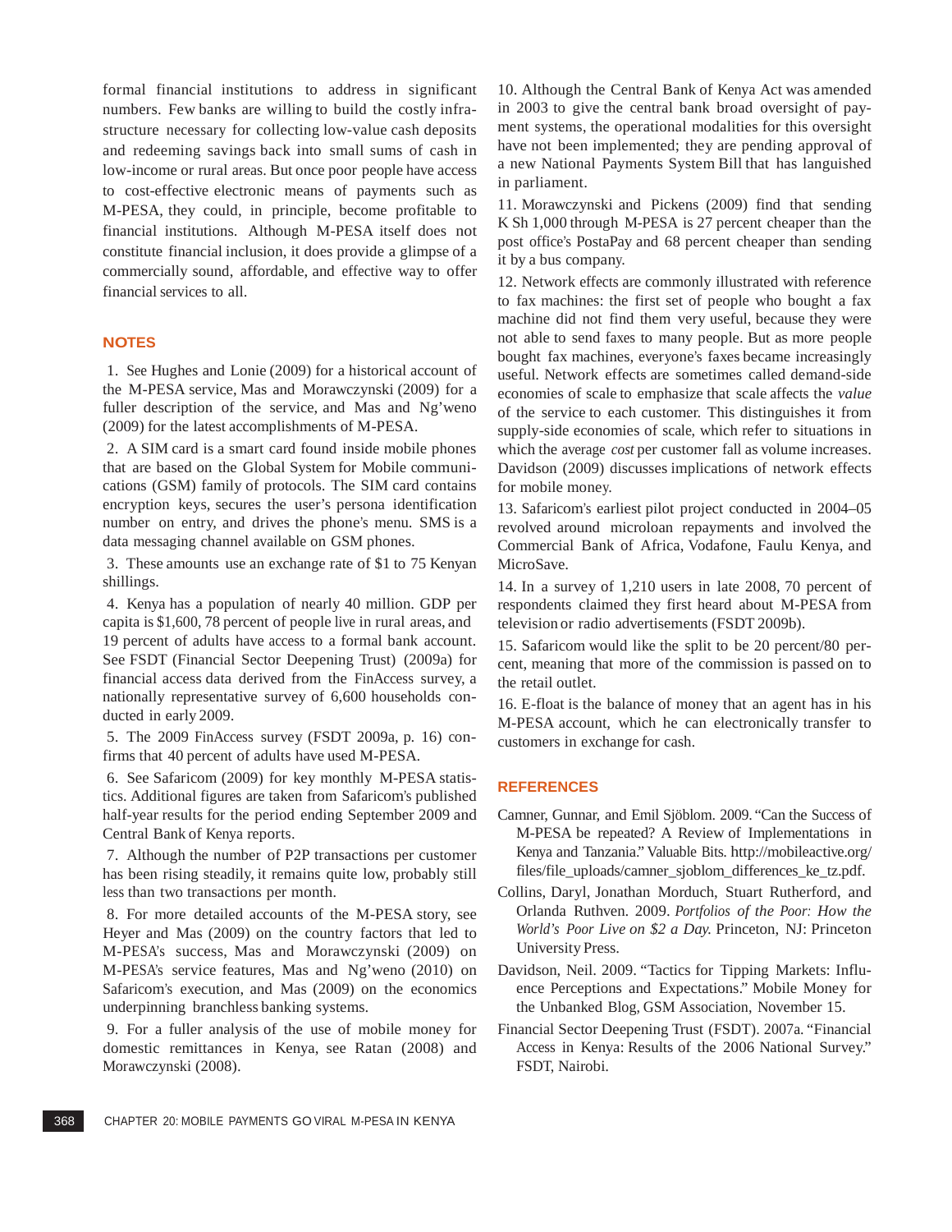formal financial institutions to address in significant numbers. Few banks are willing to build the costly infrastructure necessary for collecting low-value cash deposits and redeeming savings back into small sums of cash in low-income or rural areas. But once poor people have access to cost-effective electronic means of payments such as M-PESA, they could, in principle, become profitable to financial institutions. Although M-PESA itself does not constitute financial inclusion, it does provide a glimpse of a commercially sound, affordable, and effective way to offer financial services to all.

## NOTES

1. See Hughes and Lonie (2009) for a historical account of the M-PESA service, Mas and Morawczynski (2009) for a fuller description of the service, and Mas and Ng'weno (2009) for the latest accomplishments of M-PESA.

2. A SIM card is a smart card found inside mobile phones that are based on the Global System for Mobile communications (GSM) family of protocols. The SIM card contains encryption keys, secures the user's persona identification number on entry, and drives the phone's menu. SMS is a data messaging channel available on GSM phones.

3. These amounts use an exchange rate of $1 to 75 Kenyan shillings.

4. Kenya has a population of nearly 40 million. GDP per capita is $1,600, 78 percent of people live in rural areas, and 19 percent of adults have access to a formal bank account. See FSDT (Financial Sector Deepening Trust) (2009a) for financial access data derived from the FinAccess survey, a nationally representative survey of 6,600 households conducted in early 2009.

5. The 2009 FinAccess survey (FSDT 2009a, p. 16) confirms that 40 percent of adults have used M-PESA.

6. See Safaricom (2009) for key monthly M-PESA statistics. Additional figures are taken from Safaricom's published half-year results for the period ending September 2009 and Central Bank of Kenya reports.

7. Although the number of P2P transactions per customer has been rising steadily, it remains quite low, probably still less than two transactions per month.

8. For more detailed accounts of the M-PESA story, see Heyer and Mas (2009) on the country factors that led to M-PESA's success, Mas and Morawczynski (2009) on M-PESA's service features, Mas and Ng'weno (2010) on Safaricom's execution, and Mas (2009) on the economics underpinning branchless banking systems.

9. For a fuller analysis of the use of mobile money for domestic remittances in Kenya, see Ratan (2008) and Morawczynski (2008).

10. Although the Central Bank of Kenya Act was amended in 2003 to give the central bank broad oversight of payment systems, the operational modalities for this oversight have not been implemented; they are pending approval of a new National Payments System Bill that has languished in parliament.

11. Morawczynski and Pickens (2009) find that sending K Sh 1,000 through M-PESA is 27 percent cheaper than the post office's PostaPay and 68 percent cheaper than sending it by a bus company.

12. Network effects are commonly illustrated with reference to fax machines: the first set of people who bought a fax machine did not find them very useful, because they were not able to send faxes to many people. But as more people bought fax machines, everyone's faxes became increasingly useful. Network effects are sometimes called demand-side economies of scale to emphasize that scale affects the *value* of the service to each customer. This distinguishes it from supply-side economies of scale, which refer to situations in which the average *cost* per customer fall as volume increases. Davidson (2009) discusses implications of network effects for mobile money.

13. Safaricom's earliest pilot project conducted in 2004–05 revolved around microloan repayments and involved the Commercial Bank of Africa, Vodafone, Faulu Kenya, and MicroSave.

14. In a survey of 1,210 users in late 2008, 70 percent of respondents claimed they first heard about M-PESA from television or radio advertisements (FSDT 2009b).

15. Safaricom would like the split to be 20 percent/80 percent, meaning that more of the commission is passed on to the retail outlet.

16. E-float is the balance of money that an agent has in his M-PESA account, which he can electronically transfer to customers in exchange for cash.

## REFERENCES

Camner, Gunnar, and Emil Sjöblom. 2009. "Can the Success of M-PESA be repeated? A Review of Implementations in Kenya and Tanzania." Valuable Bits. http://mobileactive.org/files/file_uploads/camner_sjoblom_differences_ke_tz.pdf.

Collins, Daryl, Jonathan Morduch, Stuart Rutherford, and Orlanda Ruthven. 2009. *Portfolios of the Poor: How the World's Poor Live on $2 a Day.* Princeton, NJ: Princeton University Press.

Davidson, Neil. 2009. "Tactics for Tipping Markets: Influence Perceptions and Expectations." Mobile Money for the Unbanked Blog, GSM Association, November 15.

Financial Sector Deepening Trust (FSDT). 2007a. "Financial Access in Kenya: Results of the 2006 National Survey." FSDT, Nairobi.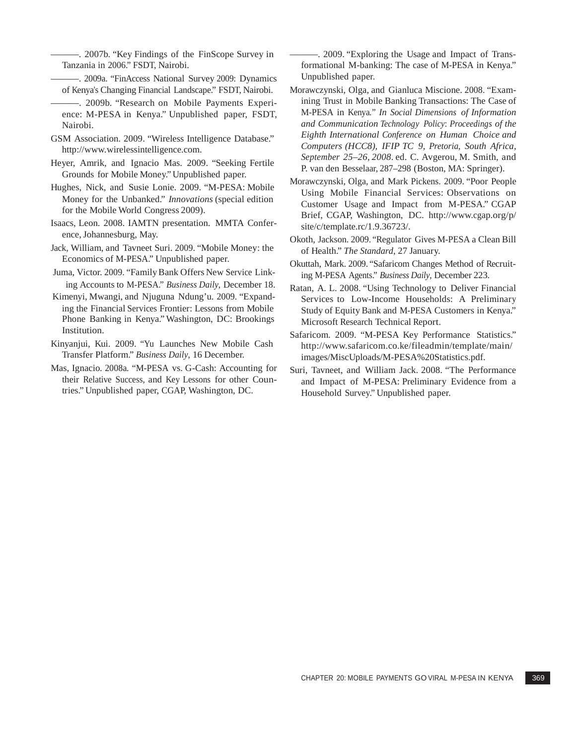———. 2007b. "Key Findings of the FinScope Survey in Tanzania in 2006." FSDT, Nairobi.

———. 2009a. "FinAccess National Survey 2009: Dynamics of Kenya's Changing Financial Landscape." FSDT, Nairobi.

———. 2009b. "Research on Mobile Payments Experience: M-PESA in Kenya." Unpublished paper, FSDT, Nairobi.

GSM Association. 2009. "Wireless Intelligence Database." http://www.wirelessintelligence.com.

Heyer, Amrik, and Ignacio Mas. 2009. "Seeking Fertile Grounds for Mobile Money." Unpublished paper.

Hughes, Nick, and Susie Lonie. 2009. "M-PESA: Mobile Money for the Unbanked." *Innovations* (special edition for the Mobile World Congress 2009).

Isaacs, Leon. 2008. IAMTN presentation. MMTA Conference, Johannesburg, May.

Jack, William, and Tavneet Suri. 2009. "Mobile Money: the Economics of M-PESA." Unpublished paper.

Juma, Victor. 2009. "Family Bank Offers New Service Linking Accounts to M-PESA." *Business Daily*, December 18.

Kimenyi, Mwangi, and Njuguna Ndung'u. 2009. "Expanding the Financial Services Frontier: Lessons from Mobile Phone Banking in Kenya." Washington, DC: Brookings Institution.

Kinyanjui, Kui. 2009. "Yu Launches New Mobile Cash Transfer Platform." *Business Daily*, 16 December.

Mas, Ignacio. 2008a. "M-PESA vs. G-Cash: Accounting for their Relative Success, and Key Lessons for other Countries." Unpublished paper, CGAP, Washington, DC.

———. 2009. "Exploring the Usage and Impact of Transformational M-banking: The case of M-PESA in Kenya." Unpublished paper.

Morawczynski, Olga, and Gianluca Miscione. 2008. "Examining Trust in Mobile Banking Transactions: The Case of M-PESA in Kenya." *In Social Dimensions of Information and Communication Technology Policy: Proceedings of the Eighth International Conference on Human Choice and Computers (HCC8), IFIP TC 9, Pretoria, South Africa, September 25–26, 2008*. ed. C. Avgerou, M. Smith, and P. van den Besselaar, 287–298 (Boston, MA: Springer).

Morawczynski, Olga, and Mark Pickens. 2009. "Poor People Using Mobile Financial Services: Observations on Customer Usage and Impact from M-PESA." CGAP Brief, CGAP, Washington, DC. http://www.cgap.org/p/site/c/template.rc/1.9.36723/.

Okoth, Jackson. 2009. "Regulator Gives M-PESA a Clean Bill of Health." *The Standard*, 27 January.

Okuttah, Mark. 2009. "Safaricom Changes Method of Recruiting M-PESA Agents." *Business Daily*, December 223.

Ratan, A. L. 2008. "Using Technology to Deliver Financial Services to Low-Income Households: A Preliminary Study of Equity Bank and M-PESA Customers in Kenya." Microsoft Research Technical Report.

Safaricom. 2009. "M-PESA Key Performance Statistics." http://www.safaricom.co.ke/fileadmin/template/main/images/MiscUploads/M-PESA%20Statistics.pdf.

Suri, Tavneet, and William Jack. 2008. "The Performance and Impact of M-PESA: Preliminary Evidence from a Household Survey." Unpublished paper.